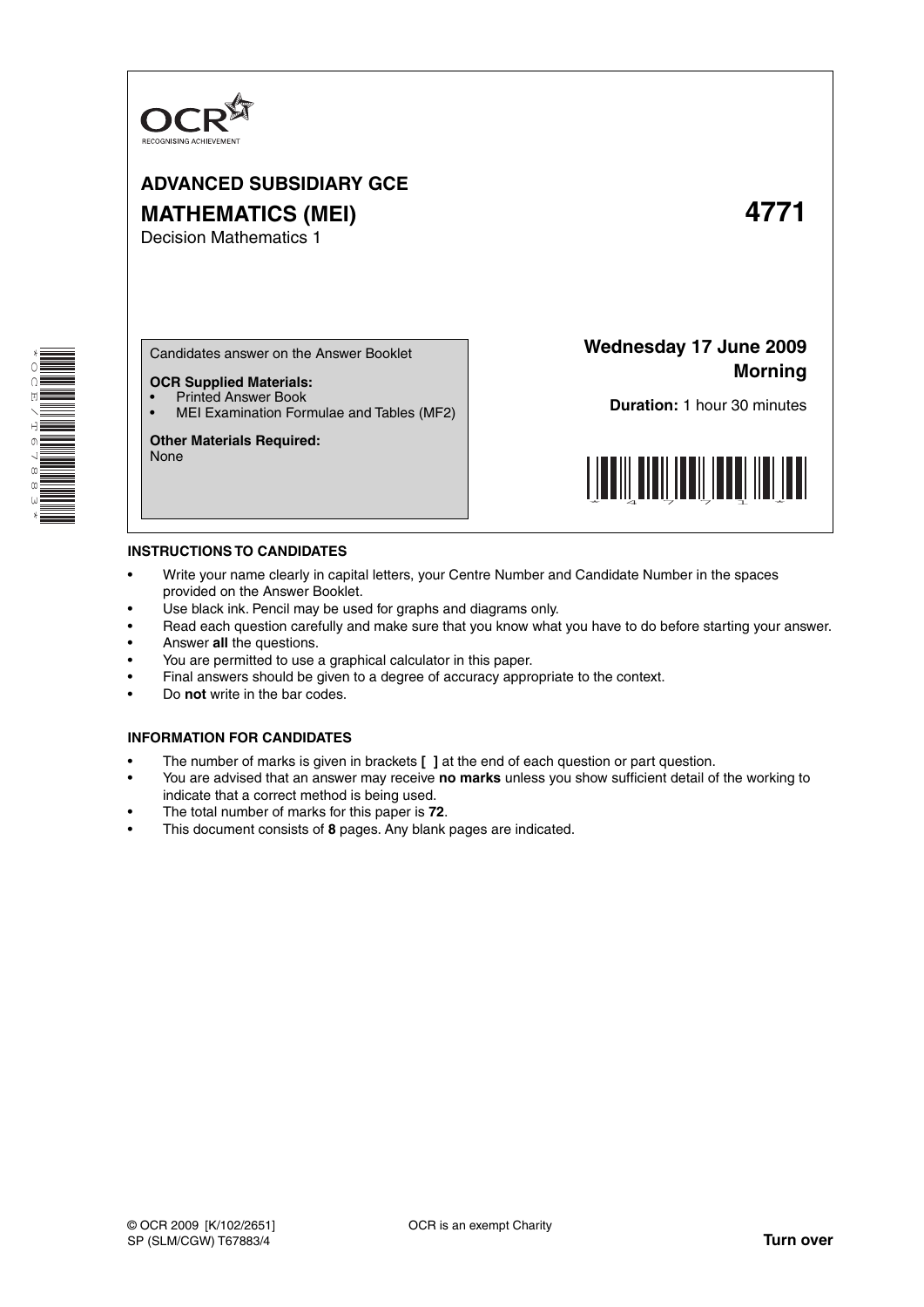OCR
RECOGNISING ACHIEVEMENT

# ADVANCED SUBSIDIARY GCE

# MATHEMATICS (MEI) 4771

Decision Mathematics 1

Candidates answer on the Answer Booklet

**OCR Supplied Materials:**
- Printed Answer Book
- MEI Examination Formulae and Tables (MF2)

**Other Materials Required:**
None

**Wednesday 17 June 2009**
**Morning**

**Duration:** 1 hour 30 minutes

## INSTRUCTIONS TO CANDIDATES

- Write your name clearly in capital letters, your Centre Number and Candidate Number in the spaces provided on the Answer Booklet.
- Use black ink. Pencil may be used for graphs and diagrams only.
- Read each question carefully and make sure that you know what you have to do before starting your answer.
- Answer **all** the questions.
- You are permitted to use a graphical calculator in this paper.
- Final answers should be given to a degree of accuracy appropriate to the context.
- Do **not** write in the bar codes.

## INFORMATION FOR CANDIDATES

- The number of marks is given in brackets **[ ]** at the end of each question or part question.
- You are advised that an answer may receive **no marks** unless you show sufficient detail of the working to indicate that a correct method is being used.
- The total number of marks for this paper is **72**.
- This document consists of **8** pages. Any blank pages are indicated.

© OCR 2009 [K/102/2651]
SP (SLM/CGW) T67883/4

OCR is an exempt Charity

**Turn over**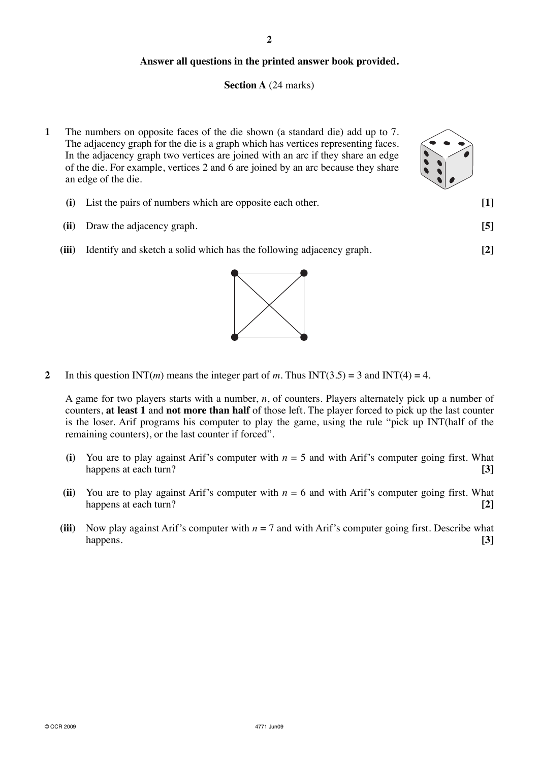**Answer all questions in the printed answer book provided.**

**Section A** (24 marks)

**1** The numbers on opposite faces of the die shown (a standard die) add up to 7. The adjacency graph for the die is a graph which has vertices representing faces. In the adjacency graph two vertices are joined with an arc if they share an edge of the die. For example, vertices 2 and 6 are joined by an arc because they share an edge of the die.

**(i)** List the pairs of numbers which are opposite each other. **[1]**

**(ii)** Draw the adjacency graph. **[5]**

**(iii)** Identify and sketch a solid which has the following adjacency graph. **[2]**

**2** In this question INT($m$) means the integer part of $m$. Thus INT(3.5) = 3 and INT(4) = 4.

A game for two players starts with a number, $n$, of counters. Players alternately pick up a number of counters, **at least 1** and **not more than half** of those left. The player forced to pick up the last counter is the loser. Arif programs his computer to play the game, using the rule "pick up INT(half of the remaining counters), or the last counter if forced".

**(i)** You are to play against Arif's computer with $n = 5$ and with Arif's computer going first. What happens at each turn? **[3]**

**(ii)** You are to play against Arif's computer with $n = 6$ and with Arif's computer going first. What happens at each turn? **[2]**

**(iii)** Now play against Arif's computer with $n = 7$ and with Arif's computer going first. Describe what happens. **[3]**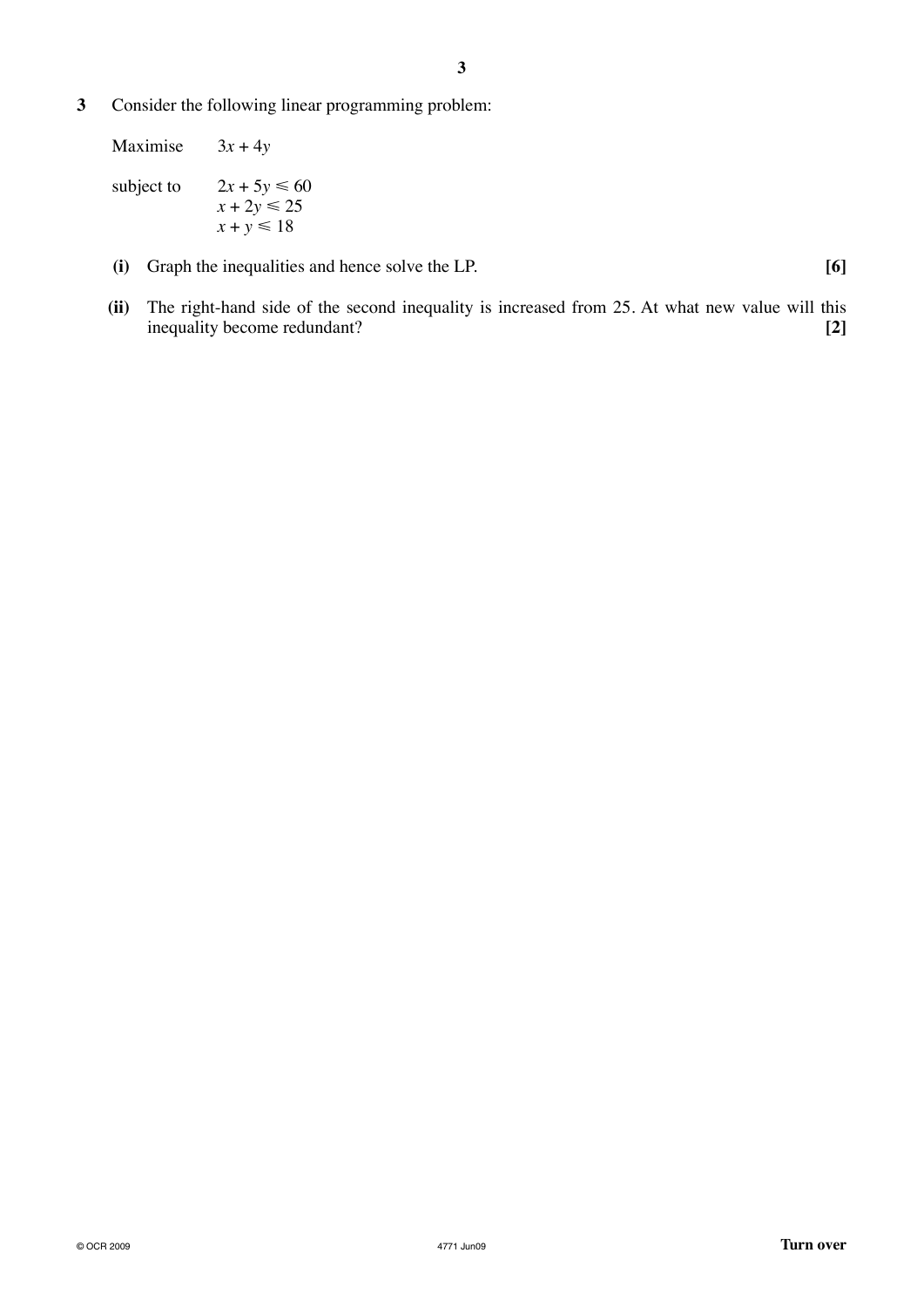**3** Consider the following linear programming problem:

Maximise $3x + 4y$

subject to

$$2x + 5y \leqslant 60$$
$$x + 2y \leqslant 25$$
$$x + y \leqslant 18$$

**(i)** Graph the inequalities and hence solve the LP. **[6]**

**(ii)** The right-hand side of the second inequality is increased from 25. At what new value will this inequality become redundant? **[2]**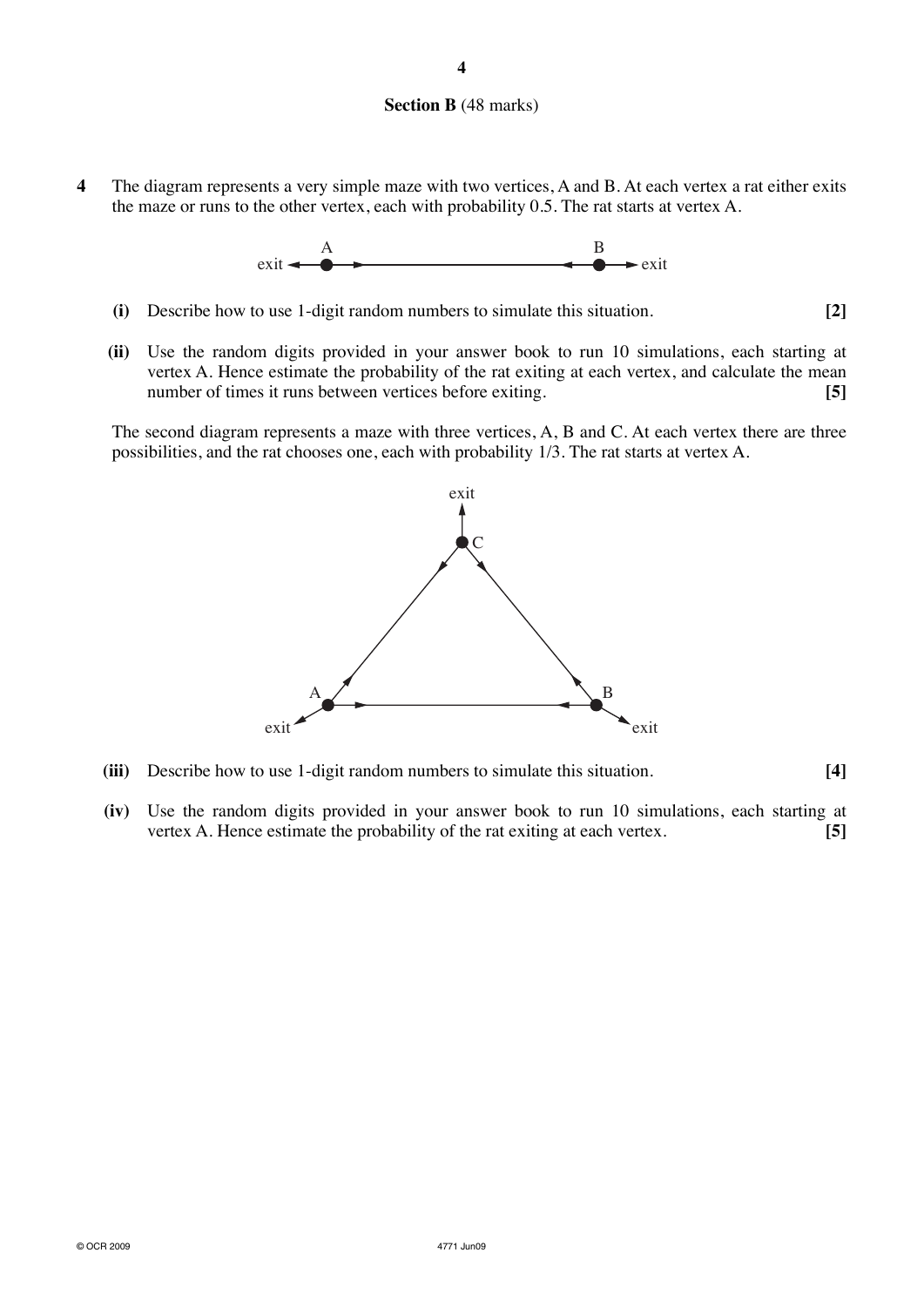## Section B (48 marks)

**4** The diagram represents a very simple maze with two vertices, A and B. At each vertex a rat either exits the maze or runs to the other vertex, each with probability 0.5. The rat starts at vertex A.

**(i)** Describe how to use 1-digit random numbers to simulate this situation. **[2]**

**(ii)** Use the random digits provided in your answer book to run 10 simulations, each starting at vertex A. Hence estimate the probability of the rat exiting at each vertex, and calculate the mean number of times it runs between vertices before exiting. **[5]**

The second diagram represents a maze with three vertices, A, B and C. At each vertex there are three possibilities, and the rat chooses one, each with probability 1/3. The rat starts at vertex A.

**(iii)** Describe how to use 1-digit random numbers to simulate this situation. **[4]**

**(iv)** Use the random digits provided in your answer book to run 10 simulations, each starting at vertex A. Hence estimate the probability of the rat exiting at each vertex. **[5]**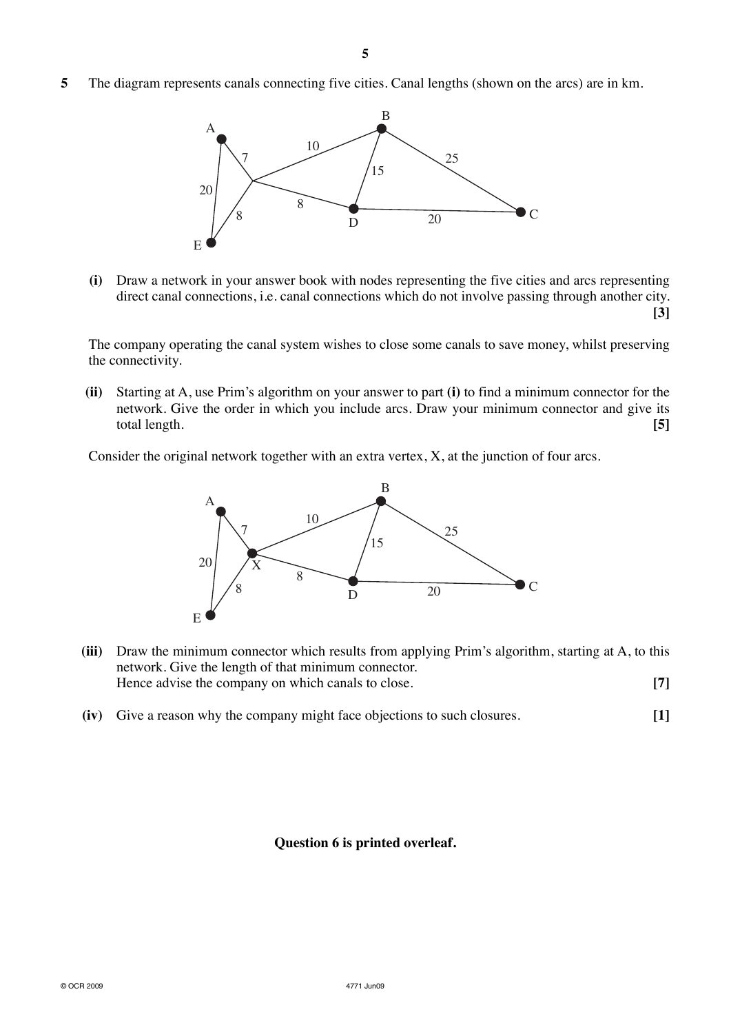**5** The diagram represents canals connecting five cities. Canal lengths (shown on the arcs) are in km.

**(i)** Draw a network in your answer book with nodes representing the five cities and arcs representing direct canal connections, i.e. canal connections which do not involve passing through another city. **[3]**

The company operating the canal system wishes to close some canals to save money, whilst preserving the connectivity.

**(ii)** Starting at A, use Prim's algorithm on your answer to part **(i)** to find a minimum connector for the network. Give the order in which you include arcs. Draw your minimum connector and give its total length. **[5]**

Consider the original network together with an extra vertex, X, at the junction of four arcs.

**(iii)** Draw the minimum connector which results from applying Prim's algorithm, starting at A, to this network. Give the length of that minimum connector.
Hence advise the company on which canals to close. **[7]**

**(iv)** Give a reason why the company might face objections to such closures. **[1]**

**Question 6 is printed overleaf.**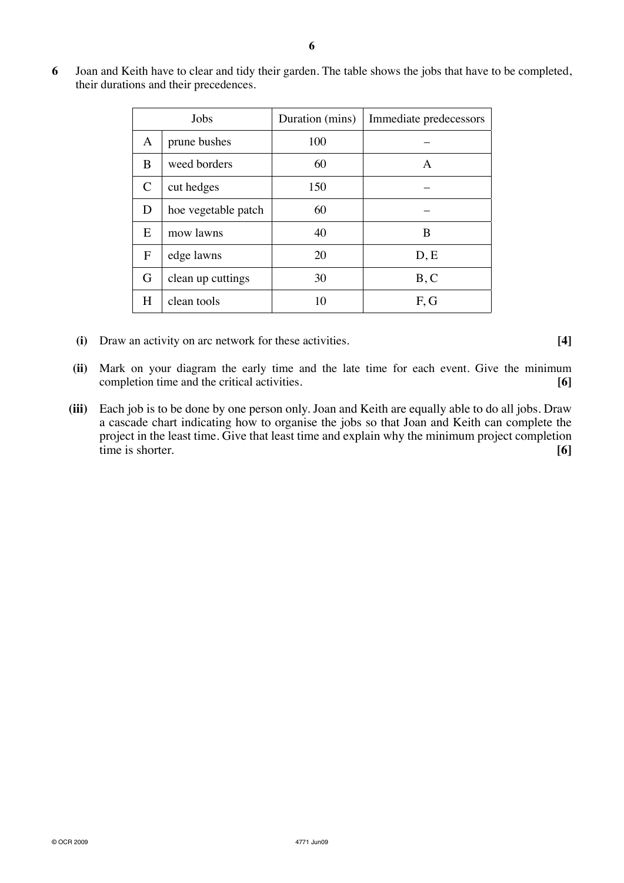**6** Joan and Keith have to clear and tidy their garden. The table shows the jobs that have to be completed, their durations and their precedences.

| Jobs | | Duration (mins) | Immediate predecessors |
|---|---|---|---|
| A | prune bushes | 100 | – |
| B | weed borders | 60 | A |
| C | cut hedges | 150 | – |
| D | hoe vegetable patch | 60 | – |
| E | mow lawns | 40 | B |
| F | edge lawns | 20 | D, E |
| G | clean up cuttings | 30 | B, C |
| H | clean tools | 10 | F, G |

**(i)** Draw an activity on arc network for these activities. **[4]**

**(ii)** Mark on your diagram the early time and the late time for each event. Give the minimum completion time and the critical activities. **[6]**

**(iii)** Each job is to be done by one person only. Joan and Keith are equally able to do all jobs. Draw a cascade chart indicating how to organise the jobs so that Joan and Keith can complete the project in the least time. Give that least time and explain why the minimum project completion time is shorter. **[6]**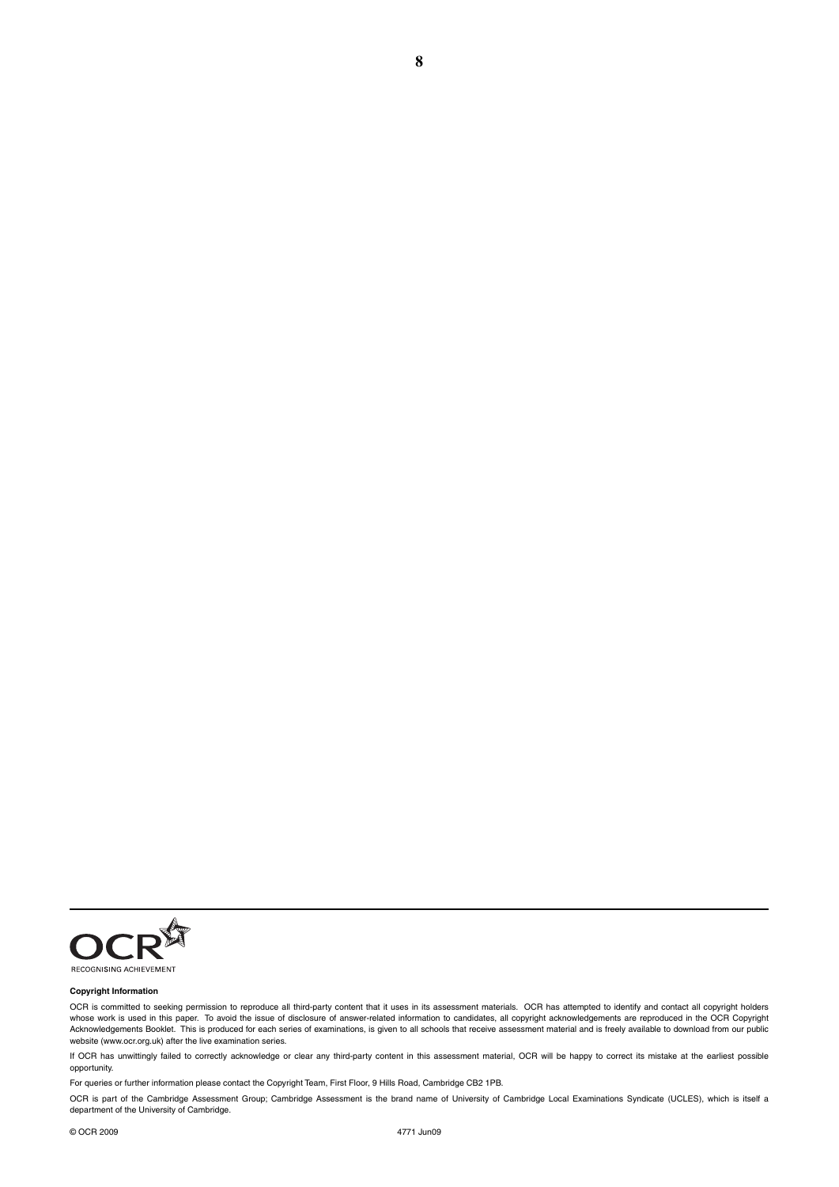RECOGNISING ACHIEVEMENT

**Copyright Information**

OCR is committed to seeking permission to reproduce all third-party content that it uses in its assessment materials. OCR has attempted to identify and contact all copyright holders whose work is used in this paper. To avoid the issue of disclosure of answer-related information to candidates, all copyright acknowledgements are reproduced in the OCR Copyright Acknowledgements Booklet. This is produced for each series of examinations, is given to all schools that receive assessment material and is freely available to download from our public website (www.ocr.org.uk) after the live examination series.

If OCR has unwittingly failed to correctly acknowledge or clear any third-party content in this assessment material, OCR will be happy to correct its mistake at the earliest possible opportunity.

For queries or further information please contact the Copyright Team, First Floor, 9 Hills Road, Cambridge CB2 1PB.

OCR is part of the Cambridge Assessment Group; Cambridge Assessment is the brand name of University of Cambridge Local Examinations Syndicate (UCLES), which is itself a department of the University of Cambridge.

© OCR 2009 4771 Jun09